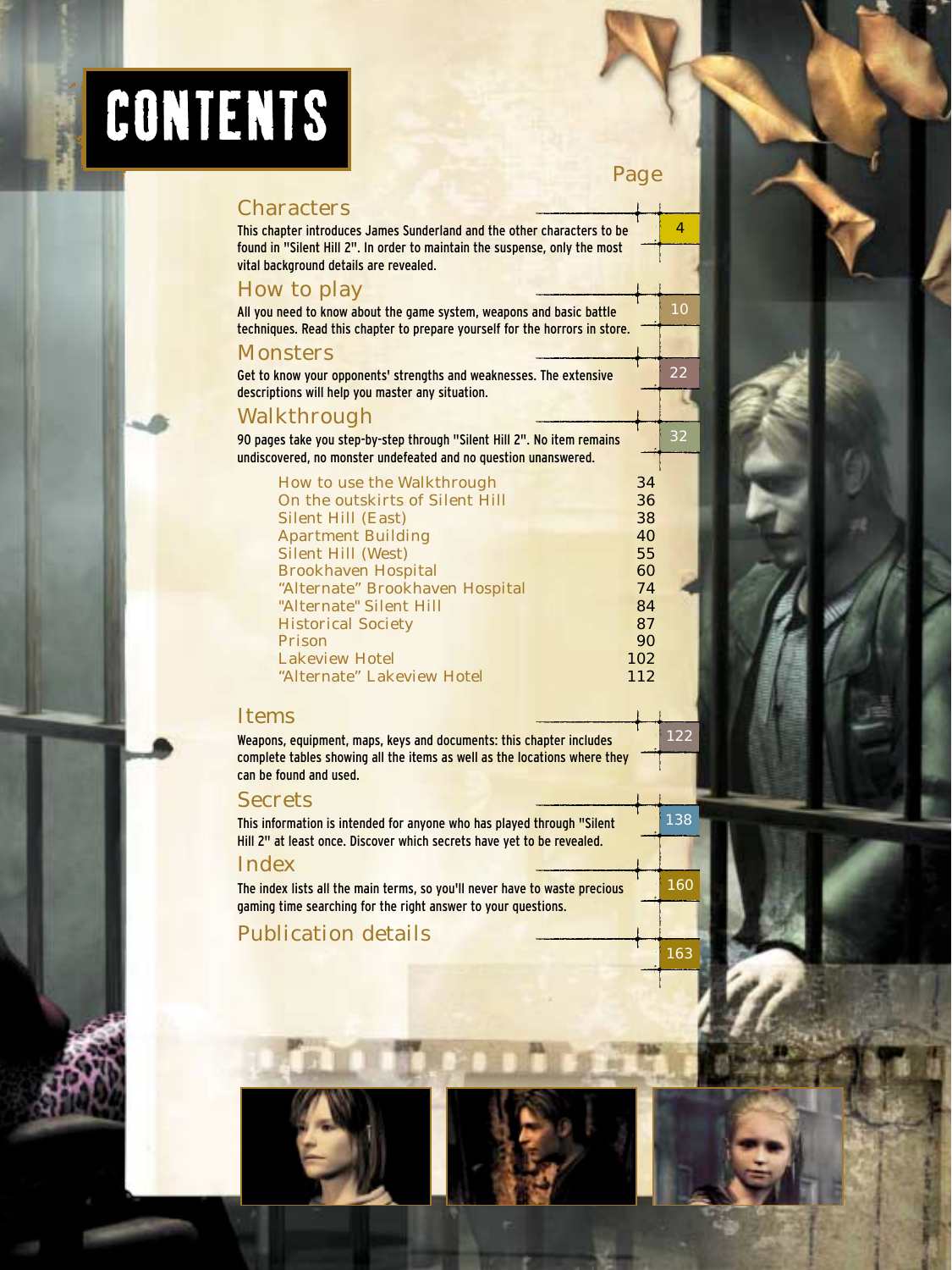# CONTENTS

Page

## Characters

This chapter introduces James Sunderland and the other characters to be found in "Silent Hill 2". In order to maintain the suspense, only the most vital background details are revealed.

4

## How to play

All you need to know about the game system, weapons and basic battle techniques. Read this chapter to prepare yourself for the horrors in store.

10

## Monsters

Get to know your opponents' strengths and weaknesses. The extensive descriptions will help you master any situation.

22

## Walkthrough

90 pages take you step-by-step through "Silent Hill 2". No item remains undiscovered, no monster undefeated and no question unanswered.

32

| | |
|---|---|
| How to use the Walkthrough | 34 |
| On the outskirts of Silent Hill | 36 |
| Silent Hill (East) | 38 |
| Apartment Building | 40 |
| Silent Hill (West) | 55 |
| Brookhaven Hospital | 60 |
| “Alternate” Brookhaven Hospital | 74 |
| "Alternate" Silent Hill | 84 |
| Historical Society | 87 |
| Prison | 90 |
| Lakeview Hotel | 102 |
| “Alternate” Lakeview Hotel | 112 |

## Items

Weapons, equipment, maps, keys and documents: this chapter includes complete tables showing all the items as well as the locations where they can be found and used.

122

## Secrets

This information is intended for anyone who has played through "Silent Hill 2" at least once. Discover which secrets have yet to be revealed.

138

## Index

The index lists all the main terms, so you'll never have to waste precious gaming time searching for the right answer to your questions.

160

## Publication details

163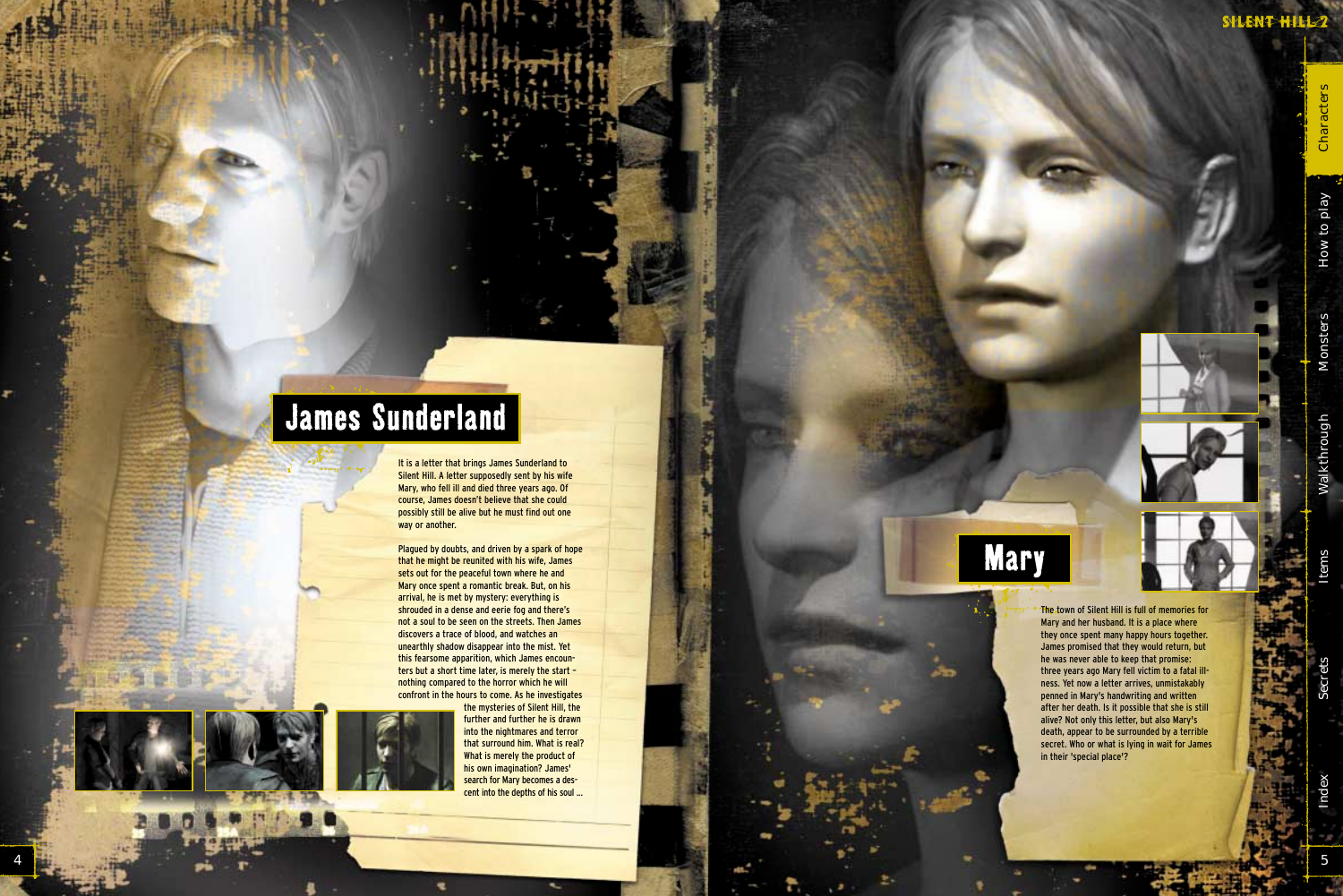## James Sunderland

It is a letter that brings James Sunderland to Silent Hill. A letter supposedly sent by his wife Mary, who fell ill and died three years ago. Of course, James doesn't believe that she could possibly still be alive but he must find out one way or another.

Plagued by doubts, and driven by a spark of hope that he might be reunited with his wife, James sets out for the peaceful town where he and Mary once spent a romantic break. But, on his arrival, he is met by mystery: everything is shrouded in a dense and eerie fog and there's not a soul to be seen on the streets. Then James discovers a trace of blood, and watches an unearthly shadow disappear into the mist. Yet this fearsome apparition, which James encounters but a short time later, is merely the start – nothing compared to the horror which he will confront in the hours to come. As he investigates the mysteries of Silent Hill, the further and further he is drawn into the nightmares and terror that surround him. What is real? What is merely the product of his own imagination? James' search for Mary becomes a descent into the depths of his soul ...

## Mary

The town of Silent Hill is full of memories for Mary and her husband. It is a place where they once spent many happy hours together. James promised that they would return, but he was never able to keep that promise: three years ago Mary fell victim to a fatal illness. Yet now a letter arrives, unmistakably penned in Mary's handwriting and written after her death. Is it possible that she is still alive? Not only this letter, but also Mary's death, appear to be surrounded by a terrible secret. Who or what is lying in wait for James in their 'special place'?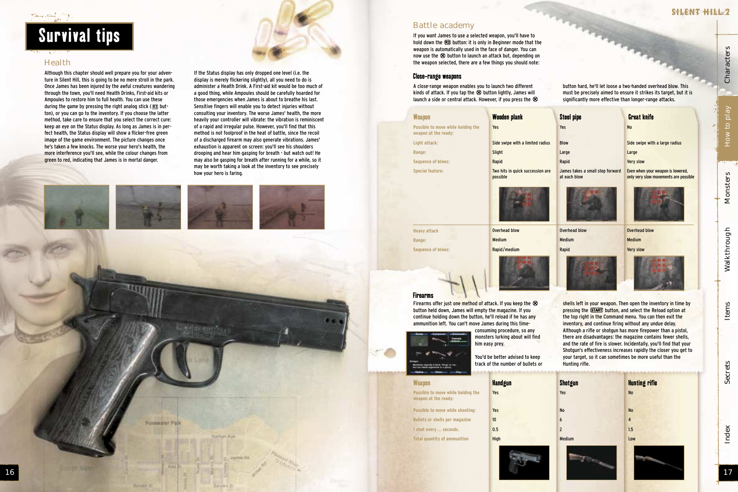# Survival tips

## Health

Although this chapter should well prepare you for your adventure in Silent Hill, this is going to be no mere stroll in the park. Once James has been injured by the awful creatures wandering through the town, you'll need Health Drinks, First-aid kits or Ampoules to restore him to full health. You can use these during the game by pressing the right analog stick (R3 button), or you can go to the inventory. If you choose the latter method, take care to ensure that you select the correct cure: keep an eye on the Status display. As long as James is in perfect health, the Status display will show a flicker-free green image of the game environment. The picture changes once he's taken a few knocks. The worse your hero's health, the more interference you'll see, while the colour changes from green to red, indicating that James is in mortal danger.

If the Status display has only dropped one level (i.e. the display is merely flickering slightly), all you need to do is administer a Health Drink. A First-aid kit would be too much of a good thing, while Ampoules should be carefully hoarded for those emergencies when James is about to breathe his last. Sensitive fingers will enable you to detect injuries without consulting your inventory. The worse James' health, the more heavily your controller will vibrate: the vibration is reminiscent of a rapid and irregular pulse. However, you'll find that this method is not foolproof in the heat of battle, since the recoil of a discharged firearm may also generate vibrations. James' exhaustion is apparent on screen: you'll see his shoulders drooping and hear him gasping for breath - but watch out! He may also be gasping for breath after running for a while, so it may be worth taking a look at the inventory to see precisely how your hero is faring.

## Battle academy

If you want James to use a selected weapon, you'll have to hold down the R2 button: it is only in Beginner mode that the weapon is automatically used in the face of danger. You can now use the ⊗ button to launch an attack but, depending on the weapon selected, there are a few things you should note:

### Close-range weapons

A close-range weapon enables you to launch two different kinds of attack. If you tap the ⊗ button lightly, James will launch a side or central attack. However, if you press the ⊗ button hard, he'll let loose a two-handed overhead blow. This must be precisely aimed to ensure it strikes its target, but it is significantly more effective than longer-range attacks.

| Weapon | Wooden plank | Steel pipe | Great knife |
|---|---|---|---|
| Possible to move while holding the weapon at the ready: | Yes | Yes | No |
| Light attack: | Side swipe with a limited radius | Blow | Side swipe with a large radius |
| Range: | Slight | Large | Large |
| Sequence of blows: | Rapid | Rapid | Very slow |
| Special feature: | Two hits in quick succession are possible | James takes a small step forward at each blow | Even when your weapon is lowered, only very slow movements are possible |
| Heavy attack | Overhead blow | Overhead blow | Overhead blow |
| Range: | Medium | Medium | Medium |
| Sequence of blows: | Rapid/medium | Rapid | Very slow |

### Firearms

Firearms offer just one method of attack. If you keep the ⊗ button held down, James will empty the magazine. If you continue holding down the button, he'll reload if he has any ammunition left. You can't move James during this time-consuming procedure, so any monsters lurking about will find him easy prey.

You'd be better advised to keep track of the number of bullets or shells left in your weapon. Then open the inventory in time by pressing the START button, and select the Reload option at the top right in the Command menu. You can then exit the inventory, and continue firing without any undue delay. Although a rifle or shotgun has more firepower than a pistol, there are disadvantages: the magazine contains fewer shells, and the rate of fire is slower. Incidentally, you'll find that your Shotgun's effectiveness increases rapidly the closer you get to your target, so it can sometimes be more useful than the Hunting rifle.

| Weapon | Handgun | Shotgun | Hunting rifle |
|---|---|---|---|
| Possible to move while holding the weapon at the ready: | Yes | Yes | No |
| Possible to move while shooting: | Yes | No | No |
| Bullets or shells per magazine | 10 | 6 | 4 |
| 1 shot every ... seconds. | 0.5 | 2 | 1.5 |
| Total quantity of ammunition | High | Medium | Low |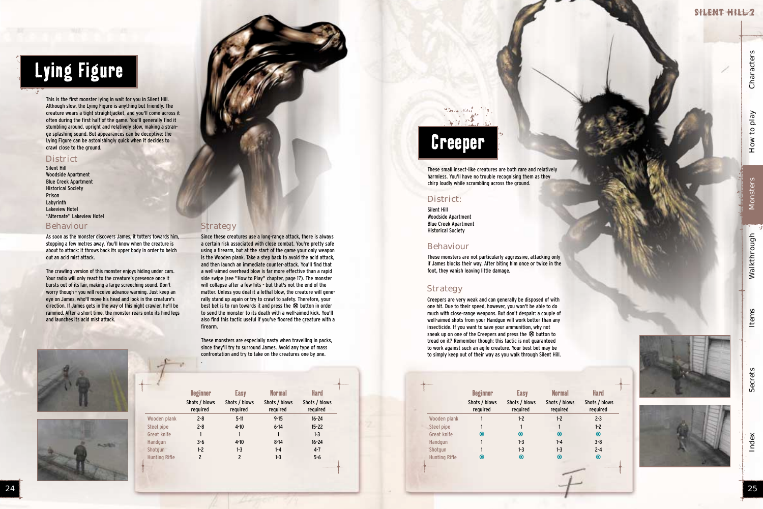# Lying Figure

This is the first monster lying in wait for you in Silent Hill. Although slow, the Lying Figure is anything but friendly. The creature wears a tight straightjacket, and you'll come across it often during the first half of the game. You'll generally find it stumbling around, upright and relatively slow, making a strange splashing sound. But appearances can be deceptive: the Lying Figure can be astonishingly quick when it decides to crawl close to the ground.

## District

Silent Hill
Woodside Apartment
Blue Creek Apartment
Historical Society
Prison
Labyrinth
Lakeview Hotel
"Alternate" Lakeview Hotel

## Behaviour

As soon as the monster discovers James, it totters towards him, stopping a few metres away. You'll know when the creature is about to attack: it throws back its upper body in order to belch out an acid mist attack.

The crawling version of this monster enjoys hiding under cars. Your radio will only react to the creature's presence once it bursts out of its lair, making a large screeching sound. Don't worry though - you will receive advance warning. Just keep an eye on James, who'll move his head and look in the creature's direction. If James gets in the way of this night crawler, he'll be rammed. After a short time, the monster rears onto its hind legs and launches its acid mist attack.

## Strategy

Since these creatures use a long-range attack, there is always a certain risk associated with close combat. You're pretty safe using a firearm, but at the start of the game your only weapon is the Wooden plank. Take a step back to avoid the acid attack, and then launch an immediate counter-attack. You'll find that a well-aimed overhead blow is far more effective than a rapid side swipe (see "How to Play" chapter, page 17). The monster will collapse after a few hits - but that's not the end of the matter. Unless you deal it a lethal blow, the creature will generally stand up again or try to crawl to safety. Therefore, your best bet is to run towards it and press the ⊗ button in order to send the monster to its death with a well-aimed kick. You'll also find this tactic useful if you've floored the creature with a firearm.

These monsters are especially nasty when travelling in packs, since they'll try to surround James. Avoid any type of mass confrontation and try to take on the creatures one by one.

| | Beginner | Easy | Normal | Hard |
|---|---|---|---|---|
| | Shots / blows required | Shots / blows required | Shots / blows required | Shots / blows required |
| Wooden plank | 2-8 | 5-11 | 9-15 | 16-24 |
| Steel pipe | 2-8 | 4-10 | 6-14 | 15-22 |
| Great knife | 1 | 1 | 1 | 1-3 |
| Handgun | 3-6 | 4-10 | 8-14 | 16-24 |
| Shotgun | 1-2 | 1-3 | 1-4 | 4-7 |
| Hunting Rifle | 2 | 2 | 1-3 | 5-6 |

# Creeper

These small insect-like creatures are both rare and relatively harmless. You'll have no trouble recognising them as they chirp loudly while scrambling across the ground.

## District:

Silent Hill
Woodside Apartment
Blue Creek Apartment
Historical Society

## Behaviour

These monsters are not particularly aggressive, attacking only if James blocks their way. After biting him once or twice in the foot, they vanish leaving little damage.

## Strategy

Creepers are very weak and can generally be disposed of with one hit. Due to their speed, however, you won't be able to do much with close-range weapons. But don't despair: a couple of well-aimed shots from your Handgun will work better than any insecticide. If you want to save your ammunition, why not sneak up on one of the Creepers and press the ⊗ button to tread on it? Remember though: this tactic is not guaranteed to work against such an agile creature. Your best bet may be to simply keep out of their way as you walk through Silent Hill.

| | Beginner | Easy | Normal | Hard |
|---|---|---|---|---|
| | Shots / blows required | Shots / blows required | Shots / blows required | Shots / blows required |
| Wooden plank | 1 | 1-2 | 1-2 | 2-3 |
| Steel pipe | 1 | 1 | 1 | 1-2 |
| Great knife | ⦿ | ⦿ | ⦿ | ⦿ |
| Handgun | 1 | 1-3 | 1-4 | 3-8 |
| Shotgun | 1 | 1-3 | 1-3 | 2-4 |
| Hunting Rifle | ⦿ | ⦿ | ⦿ | ⦿ |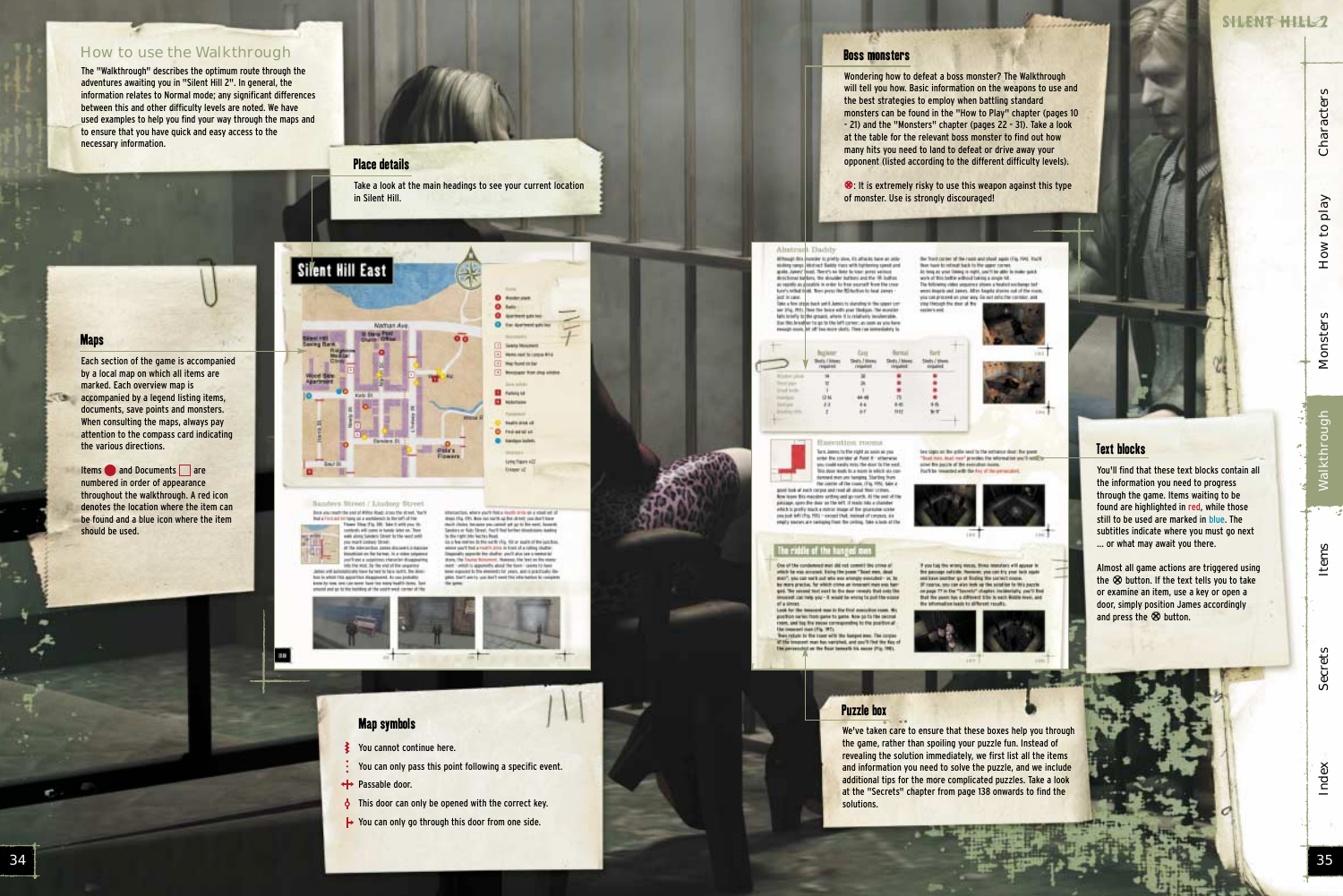## How to use the Walkthrough

The "Walkthrough" describes the optimum route through the adventures awaiting you in "Silent Hill 2". In general, the information relates to Normal mode; any significant differences between this and other difficulty levels are noted. We have used examples to help you find your way through the maps and to ensure that you have quick and easy access to the necessary information.

### Place details

Take a look at the main headings to see your current location in Silent Hill.

### Maps

Each section of the game is accompanied by a local map on which all items are marked. Each overview map is accompanied by a legend listing items, documents, save points and monsters. When consulting the maps, always pay attention to the compass card indicating the various directions.

Items ● and Documents □ are numbered in order of appearance throughout the walkthrough. A red icon denotes the location where the item can be found and a blue icon where the item should be used.

### Map symbols

- You cannot continue here.
- You can only pass this point following a specific event.
- Passable door.
- This door can only be opened with the correct key.
- You can only go through this door from one side.

### Boss monsters

Wondering how to defeat a boss monster? The Walkthrough will tell you how. Basic information on the weapons to use and the best strategies to employ when battling standard monsters can be found in the "How to Play" chapter (pages 10 - 21) and the "Monsters" chapter (pages 22 - 31). Take a look at the table for the relevant boss monster to find out how many hits you need to land to defeat or drive away your opponent (listed according to the different difficulty levels).

⊗: It is extremely risky to use this weapon against this type of monster. Use is strongly discouraged!

### Text blocks

You'll find that these text blocks contain all the information you need to progress through the game. Items waiting to be found are highlighted in red, while those still to be used are marked in blue. The subtitles indicate where you must go next ... or what may await you there.

Almost all game actions are triggered using the ⊗ button. If the text tells you to take or examine an item, use a key or open a door, simply position James accordingly and press the ⊗ button.

### Puzzle box

We've taken care to ensure that these boxes help you through the game, rather than spoiling your puzzle fun. Instead of revealing the solution immediately, we first list all the items and information you need to solve the puzzle, and we include additional tips for the more complicated puzzles. Take a look at the "Secrets" chapter from page 138 onwards to find the solutions.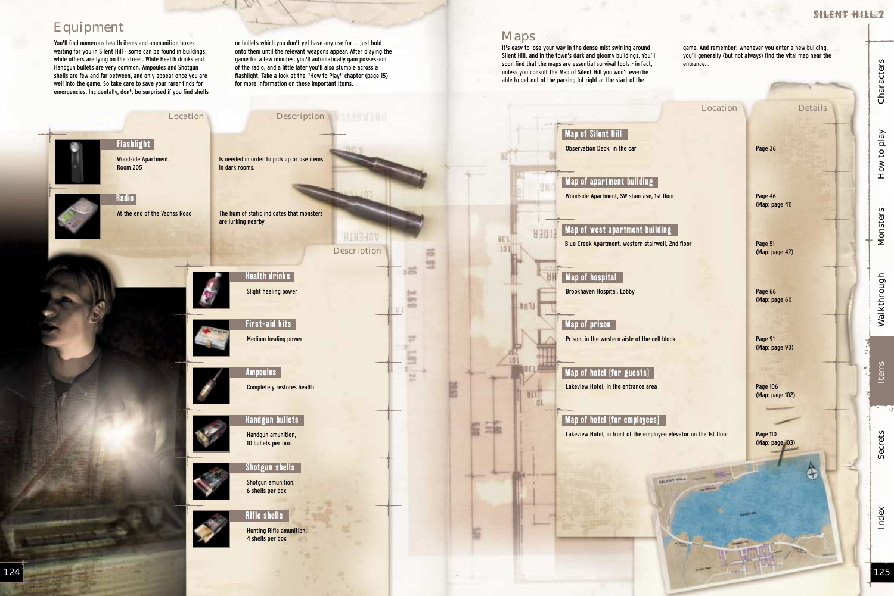# Equipment

You'll find numerous health items and ammunition boxes waiting for you in Silent Hill - some can be found in buildings, while others are lying on the street. While Health drinks and Handgun bullets are very common, Ampoules and Shotgun shells are few and far between, and only appear once you are well into the game. So take care to save your rarer finds for emergencies. Incidentally, don't be surprised if you find shells or bullets which you don't yet have any use for ... just hold onto them until the relevant weapons appear. After playing the game for a few minutes, you'll automatically gain possession of the radio, and a little later you'll also stumble across a flashlight. Take a look at the "How to Play" chapter (page 15) for more information on these important items.

| Item | Location | Description |
| --- | --- | --- |
| Flashlight | Woodside Apartment, Room 205 | Is needed in order to pick up or use items in dark rooms. |
| Radio | At the end of the Vachss Road | The hum of static indicates that monsters are lurking nearby |

| Item | Description |
| --- | --- |
| Health drinks | Slight healing power |
| First-aid kits | Medium healing power |
| Ampoules | Completely restores health |
| Handgun bullets | Handgun amunition, 10 bullets per box |
| Shotgun shells | Shotgun amunition, 6 shells per box |
| Rifle shells | Hunting Rifle amunition, 4 shells per box |

# Maps

It's easy to lose your way in the dense mist swirling around Silent Hill, and in the town's dark and gloomy buildings. You'll soon find that the maps are essential survival tools - in fact, unless you consult the Map of Silent Hill you won't even be able to get out of the parking lot right at the start of the game. And remember: whenever you enter a new building, you'll generally (but not always) find the vital map near the entrance...

| Map | Location | Details |
| --- | --- | --- |
| Map of Silent Hill | Observation Deck, in the car | Page 36 |
| Map of apartment building | Woodside Apartment, SW staircase, 1st floor | Page 46 (Map: page 41) |
| Map of west apartment building | Blue Creek Apartment, western stairwell, 2nd floor | Page 51 (Map: page 42) |
| Map of hospital | Brookhaven Hospital, Lobby | Page 66 (Map: page 61) |
| Map of prison | Prison, in the western aisle of the cell block | Page 91 (Map: page 90) |
| Map of hotel (for guests) | Lakeview Hotel, in the entrance area | Page 106 (Map: page 102) |
| Map of hotel (for employees) | Lakeview Hotel, in front of the employee elevator on the 1st floor | Page 110 (Map: page 103) |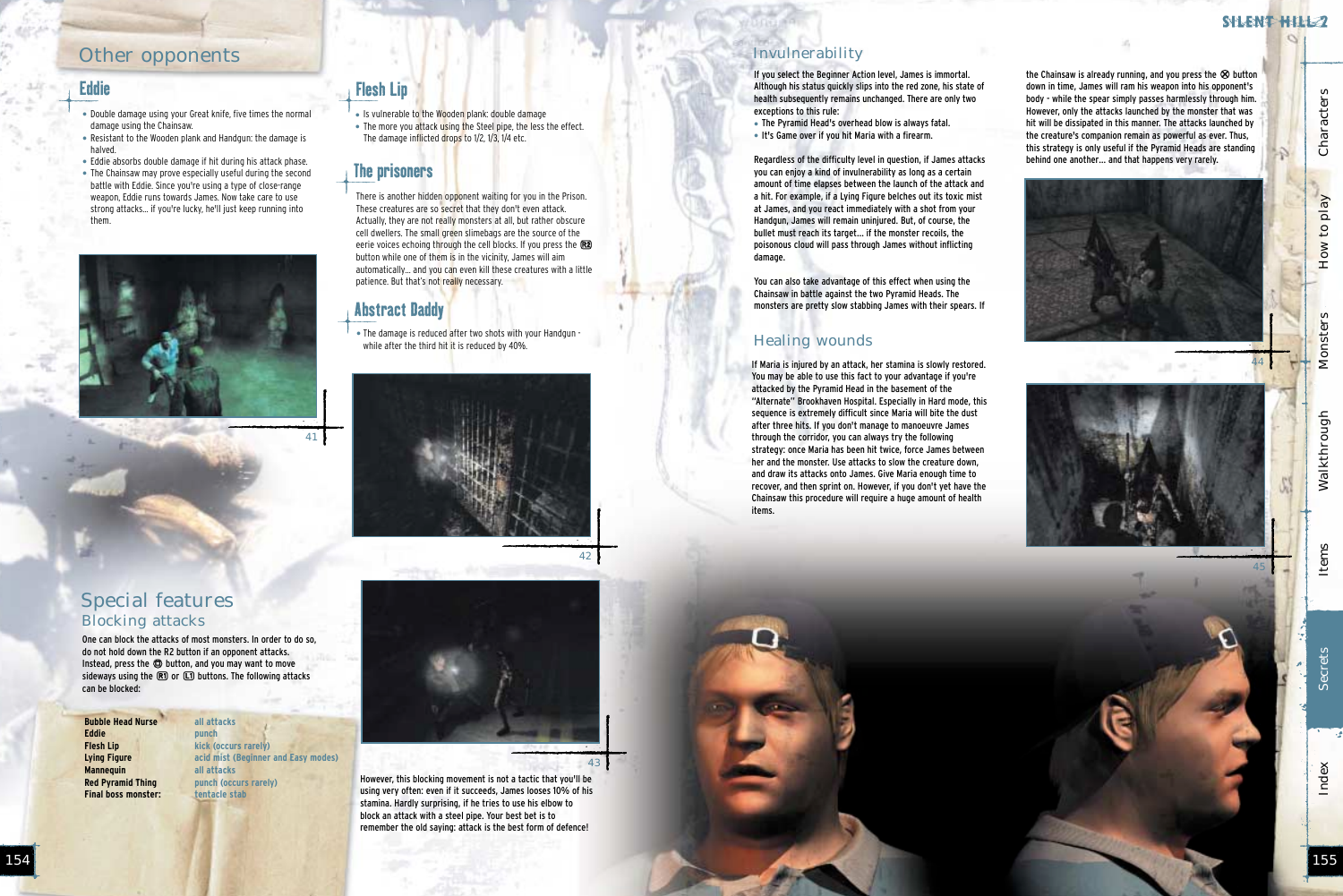## Other opponents

### Eddie

- Double damage using your Great knife, five times the normal damage using the Chainsaw.
- Resistant to the Wooden plank and Handgun: the damage is halved.
- Eddie absorbs double damage if hit during his attack phase.
- The Chainsaw may prove especially useful during the second battle with Eddie. Since you're using a type of close-range weapon, Eddie runs towards James. Now take care to use strong attacks... if you're lucky, he'll just keep running into them.

41

### Flesh Lip

- Is vulnerable to the Wooden plank: double damage
- The more you attack using the Steel pipe, the less the effect. The damage inflicted drops to 1/2, 1/3, 1/4 etc.

### The prisoners

There is another hidden opponent waiting for you in the Prison. These creatures are so secret that they don't even attack. Actually, they are not really monsters at all, but rather obscure cell dwellers. The small green slimebags are the source of the eerie voices echoing through the cell blocks. If you press the R2 button while one of them is in the vicinity, James will aim automatically... and you can even kill these creatures with a little patience. But that's not really necessary.

### Abstract Daddy

- The damage is reduced after two shots with your Handgun - while after the third hit it is reduced by 40%.

42

43

## Special features

### Blocking attacks

One can block the attacks of most monsters. In order to do so, do not hold down the R2 button if an opponent attacks. Instead, press the ◎ button, and you may want to move sideways using the R1 or L1 buttons. The following attacks can be blocked:

| | |
|---|---|
| **Bubble Head Nurse** | all attacks |
| **Eddie** | punch |
| **Flesh Lip** | kick (occurs rarely) |
| **Lying Figure** | acid mist (Beginner and Easy modes) |
| **Mannequin** | all attacks |
| **Red Pyramid Thing** | punch (occurs rarely) |
| **Final boss monster:** | tentacle stab |

However, this blocking movement is not a tactic that you'll be using very often: even if it succeeds, James looses 10% of his stamina. Hardly surprising, if he tries to use his elbow to block an attack with a steel pipe. Your best bet is to remember the old saying: attack is the best form of defence!

### Invulnerability

If you select the Beginner Action level, James is immortal. Although his status quickly slips into the red zone, his state of health subsequently remains unchanged. There are only two exceptions to this rule:

- The Pyramid Head's overhead blow is always fatal.
- It's Game over if you hit Maria with a firearm.

Regardless of the difficulty level in question, if James attacks you can enjoy a kind of invulnerability as long as a certain amount of time elapses between the launch of the attack and a hit. For example, if a Lying Figure belches out its toxic mist at James, and you react immediately with a shot from your Handgun, James will remain uninjured. But, of course, the bullet must reach its target... if the monster recoils, the poisonous cloud will pass through James without inflicting damage.

You can also take advantage of this effect when using the Chainsaw in battle against the two Pyramid Heads. The monsters are pretty slow stabbing James with their spears. If the Chainsaw is already running, and you press the ⊗ button down in time, James will ram his weapon into his opponent's body - while the spear simply passes harmlessly through him. However, only the attacks launched by the monster that was hit will be dissipated in this manner. The attacks launched by the creature's companion remain as powerful as ever. Thus, this strategy is only useful if the Pyramid Heads are standing behind one another... and that happens very rarely.

44

45

### Healing wounds

If Maria is injured by an attack, her stamina is slowly restored. You may be able to use this fact to your advantage if you're attacked by the Pyramid Head in the basement of the "Alternate" Brookhaven Hospital. Especially in Hard mode, this sequence is extremely difficult since Maria will bite the dust after three hits. If you don't manage to manoeuvre James through the corridor, you can always try the following strategy: once Maria has been hit twice, force James between her and the monster. Use attacks to slow the creature down, and draw its attacks onto James. Give Maria enough time to recover, and then sprint on. However, if you don't yet have the Chainsaw this procedure will require a huge amount of health items.